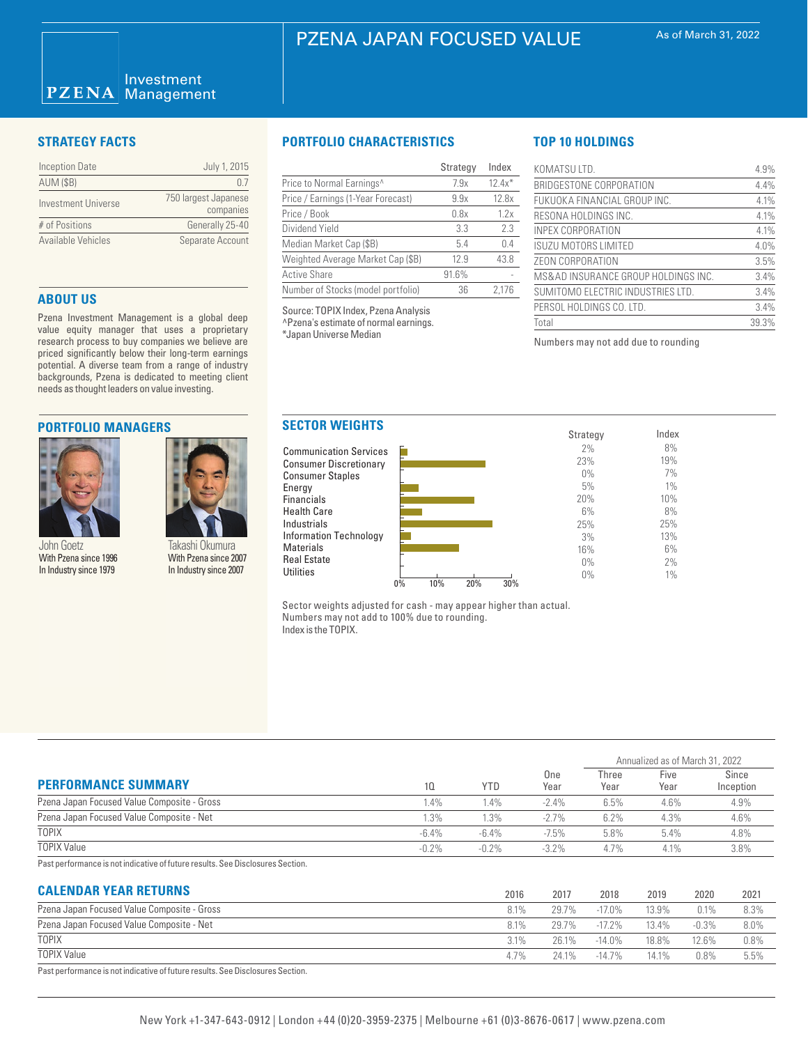# PZENA JAPAN FOCUSED VALUE

As of March 31, 2022

PZENA Investment Management

## STRATEGY FACTS

| | |
|---|---|
| Inception Date | July 1, 2015 |
| AUM ($B) | 0.7 |
| Investment Universe | 750 largest Japanese companies |
| # of Positions | Generally 25-40 |
| Available Vehicles | Separate Account |

## ABOUT US

Pzena Investment Management is a global deep value equity manager that uses a proprietary research process to buy companies we believe are priced significantly below their long-term earnings potential. A diverse team from a range of industry backgrounds, Pzena is dedicated to meeting client needs as thought leaders on value investing.

## PORTFOLIO MANAGERS

John Goetz
With Pzena since 1996
In Industry since 1979

Takashi Okumura
With Pzena since 2007
In Industry since 2007

## PORTFOLIO CHARACTERISTICS

| | Strategy | Index |
|---|---|---|
| Price to Normal Earnings^ | 7.9x | 12.4x* |
| Price / Earnings (1-Year Forecast) | 9.9x | 12.8x |
| Price / Book | 0.8x | 1.2x |
| Dividend Yield | 3.3 | 2.3 |
| Median Market Cap ($B) | 5.4 | 0.4 |
| Weighted Average Market Cap ($B) | 12.9 | 43.8 |
| Active Share | 91.6% | - |
| Number of Stocks (model portfolio) | 36 | 2,176 |

Source: TOPIX Index, Pzena Analysis
^Pzena's estimate of normal earnings.
*Japan Universe Median

## TOP 10 HOLDINGS

| | |
|---|---|
| KOMATSU LTD. | 4.9% |
| BRIDGESTONE CORPORATION | 4.4% |
| FUKUOKA FINANCIAL GROUP INC. | 4.1% |
| RESONA HOLDINGS INC. | 4.1% |
| INPEX CORPORATION | 4.1% |
| ISUZU MOTORS LIMITED | 4.0% |
| ZEON CORPORATION | 3.5% |
| MS&AD INSURANCE GROUP HOLDINGS INC. | 3.4% |
| SUMITOMO ELECTRIC INDUSTRIES LTD. | 3.4% |
| PERSOL HOLDINGS CO. LTD. | 3.4% |
| Total | 39.3% |

Numbers may not add due to rounding

## SECTOR WEIGHTS

| | Strategy | Index |
|---|---|---|
| Communication Services | 2% | 8% |
| Consumer Discretionary | 23% | 19% |
| Consumer Staples | 0% | 7% |
| Energy | 5% | 1% |
| Financials | 20% | 10% |
| Health Care | 6% | 8% |
| Industrials | 25% | 25% |
| Information Technology | 3% | 13% |
| Materials | 16% | 6% |
| Real Estate | 0% | 2% |
| Utilities | 0% | 1% |

Sector weights adjusted for cash - may appear higher than actual.
Numbers may not add to 100% due to rounding.
Index is the TOPIX.

## PERFORMANCE SUMMARY

| | | | Annualized as of March 31, 2022 | | | |
|---|---|---|---|---|---|---|
| | 1Q | YTD | One Year | Three Year | Five Year | Since Inception |
| Pzena Japan Focused Value Composite - Gross | 1.4% | 1.4% | -2.4% | 6.5% | 4.6% | 4.9% |
| Pzena Japan Focused Value Composite - Net | 1.3% | 1.3% | -2.7% | 6.2% | 4.3% | 4.6% |
| TOPIX | -6.4% | -6.4% | -7.5% | 5.8% | 5.4% | 4.8% |
| TOPIX Value | -0.2% | -0.2% | -3.2% | 4.7% | 4.1% | 3.8% |

Past performance is not indicative of future results. See Disclosures Section.

## CALENDAR YEAR RETURNS

| | 2016 | 2017 | 2018 | 2019 | 2020 | 2021 |
|---|---|---|---|---|---|---|
| Pzena Japan Focused Value Composite - Gross | 8.1% | 29.7% | -17.0% | 13.9% | 0.1% | 8.3% |
| Pzena Japan Focused Value Composite - Net | 8.1% | 29.7% | -17.2% | 13.4% | -0.3% | 8.0% |
| TOPIX | 3.1% | 26.1% | -14.0% | 18.8% | 12.6% | 0.8% |
| TOPIX Value | 4.7% | 24.1% | -14.7% | 14.1% | 0.8% | 5.5% |

Past performance is not indicative of future results. See Disclosures Section.

New York +1-347-643-0912 | London +44 (0)20-3959-2375 | Melbourne +61 (0)3-8676-0617 | www.pzena.com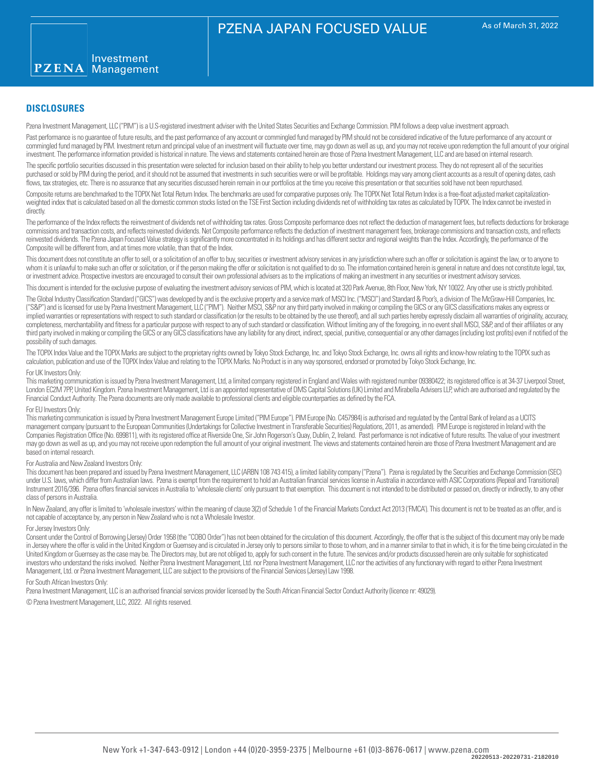## DISCLOSURES

Pzena Investment Management, LLC ("PIM") is a U.S-registered investment adviser with the United States Securities and Exchange Commission. PIM follows a deep value investment approach.

Past performance is no guarantee of future results, and the past performance of any account or commingled fund managed by PIM should not be considered indicative of the future performance of any account or commingled fund managed by PIM. Investment return and principal value of an investment will fluctuate over time, may go down as well as up, and you may not receive upon redemption the full amount of your original investment. The performance information provided is historical in nature. The views and statements contained herein are those of Pzena Investment Management, LLC and are based on internal research.

The specific portfolio securities discussed in this presentation were selected for inclusion based on their ability to help you better understand our investment process. They do not represent all of the securities purchased or sold by PIM during the period, and it should not be assumed that investments in such securities were or will be profitable. Holdings may vary among client accounts as a result of opening dates, cash flows, tax strategies, etc. There is no assurance that any securities discussed herein remain in our portfolios at the time you receive this presentation or that securities sold have not been repurchased.

Composite returns are benchmarked to the TOPIX Net Total Return Index. The benchmarks are used for comparative purposes only. The TOPIX Net Total Return Index is a free-float adjusted market capitalization-weighted index that is calculated based on all the domestic common stocks listed on the TSE First Section including dividends net of withholding tax rates as calculated by TOPIX. The Index cannot be invested in directly.

The performance of the Index reflects the reinvestment of dividends net of withholding tax rates. Gross Composite performance does not reflect the deduction of management fees, but reflects deductions for brokerage commissions and transaction costs, and reflects reinvested dividends. Net Composite performance reflects the deduction of investment management fees, brokerage commissions and transaction costs, and reflects reinvested dividends. The Pzena Japan Focused Value strategy is significantly more concentrated in its holdings and has different sector and regional weights than the Index. Accordingly, the performance of the Composite will be different from, and at times more volatile, than that of the Index.

This document does not constitute an offer to sell, or a solicitation of an offer to buy, securities or investment advisory services in any jurisdiction where such an offer or solicitation is against the law, or to anyone to whom it is unlawful to make such an offer or solicitation, or if the person making the offer or solicitation is not qualified to do so. The information contained herein is general in nature and does not constitute legal, tax, or investment advice. Prospective investors are encouraged to consult their own professional advisers as to the implications of making an investment in any securities or investment advisory services.

This document is intended for the exclusive purpose of evaluating the investment advisory services of PIM, which is located at 320 Park Avenue, 8th Floor, New York, NY 10022. Any other use is strictly prohibited.

The Global Industry Classification Standard ("GICS") was developed by and is the exclusive property and a service mark of MSCI Inc. ("MSCI") and Standard & Poor's, a division of The McGraw-Hill Companies, Inc. ("S&P") and is licensed for use by Pzena Investment Management, LLC ("PIM"). Neither MSCI, S&P nor any third party involved in making or compiling the GICS or any GICS classifications makes any express or implied warranties or representations with respect to such standard or classification (or the results to be obtained by the use thereof), and all such parties hereby expressly disclaim all warranties of originality, accuracy, completeness, merchantability and fitness for a particular purpose with respect to any of such standard or classification. Without limiting any of the foregoing, in no event shall MSCI, S&P, and of their affiliates or any third party involved in making or compiling the GICS or any GICS classifications have any liability for any direct, indirect, special, punitive, consequential or any other damages (including lost profits) even if notified of the possibility of such damages.

The TOPIX Index Value and the TOPIX Marks are subject to the proprietary rights owned by Tokyo Stock Exchange, Inc. and Tokyo Stock Exchange, Inc. owns all rights and know-how relating to the TOPIX such as calculation, publication and use of the TOPIX Index Value and relating to the TOPIX Marks. No Product is in any way sponsored, endorsed or promoted by Tokyo Stock Exchange, Inc.

For UK Investors Only:
This marketing communication is issued by Pzena Investment Management, Ltd, a limited company registered in England and Wales with registered number 09380422; its registered office is at 34-37 Liverpool Street, London EC2M 7PP, United Kingdom. Pzena Investment Management, Ltd is an appointed representative of DMS Capital Solutions (UK) Limited and Mirabella Advisers LLP, which are authorised and regulated by the Financial Conduct Authority. The Pzena documents are only made available to professional clients and eligible counterparties as defined by the FCA.

For EU Investors Only:
This marketing communication is issued by Pzena Investment Management Europe Limited ("PIM Europe"). PIM Europe (No. C457984) is authorised and regulated by the Central Bank of Ireland as a UCITS management company (pursuant to the European Communities (Undertakings for Collective Investment in Transferable Securities) Regulations, 2011, as amended). PIM Europe is registered in Ireland with the Companies Registration Office (No. 699811), with its registered office at Riverside One, Sir John Rogerson's Quay, Dublin, 2, Ireland. Past performance is not indicative of future results. The value of your investment may go down as well as up, and you may not receive upon redemption the full amount of your original investment. The views and statements contained herein are those of Pzena Investment Management and are based on internal research.

For Australia and New Zealand Investors Only:
This document has been prepared and issued by Pzena Investment Management, LLC (ARBN 108 743 415), a limited liability company ("Pzena"). Pzena is regulated by the Securities and Exchange Commission (SEC) under U.S. laws, which differ from Australian laws. Pzena is exempt from the requirement to hold an Australian financial services license in Australia in accordance with ASIC Corporations (Repeal and Transitional) Instrument 2016/396. Pzena offers financial services in Australia to 'wholesale clients' only pursuant to that exemption. This document is not intended to be distributed or passed on, directly or indirectly, to any other class of persons in Australia.

In New Zealand, any offer is limited to 'wholesale investors' within the meaning of clause 3(2) of Schedule 1 of the Financial Markets Conduct Act 2013 ('FMCA'). This document is not to be treated as an offer, and is not capable of acceptance by, any person in New Zealand who is not a Wholesale Investor.

For Jersey Investors Only:
Consent under the Control of Borrowing (Jersey) Order 1958 (the "COBO Order") has not been obtained for the circulation of this document. Accordingly, the offer that is the subject of this document may only be made in Jersey where the offer is valid in the United Kingdom or Guernsey and is circulated in Jersey only to persons similar to those to whom, and in a manner similar to that in which, it is for the time being circulated in the United Kingdom or Guernsey as the case may be. The Directors may, but are not obliged to, apply for such consent in the future. The services and/or products discussed herein are only suitable for sophisticated investors who understand the risks involved. Neither Pzena Investment Management, Ltd. nor Pzena Investment Management, LLC nor the activities of any functionary with regard to either Pzena Investment Management, Ltd. or Pzena Investment Management, LLC are subject to the provisions of the Financial Services (Jersey) Law 1998.

For South African Investors Only:
Pzena Investment Management, LLC is an authorised financial services provider licensed by the South African Financial Sector Conduct Authority (licence nr: 49029).

© Pzena Investment Management, LLC, 2022. All rights reserved.

20220513-20220731-2182010